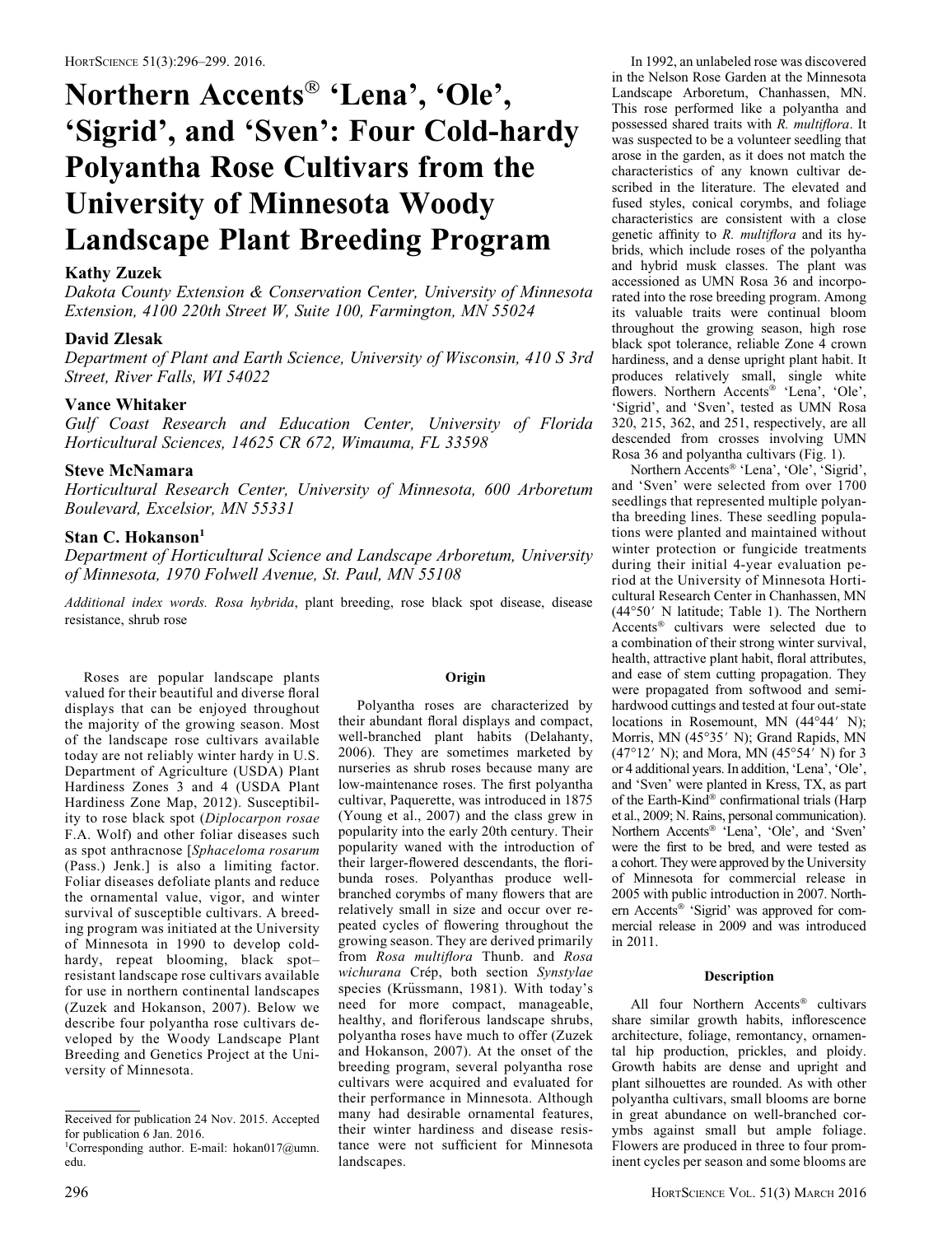# Northern Accents® 'Lena', 'Ole', 'Sigrid', and 'Sven': Four Cold-hardy Polyantha Rose Cultivars from the University of Minnesota Woody Landscape Plant Breeding Program

**Kathy Zuzek**

*Dakota County Extension & Conservation Center, University of Minnesota Extension, 4100 220th Street W, Suite 100, Farmington, MN 55024*

**David Zlesak**

*Department of Plant and Earth Science, University of Wisconsin, 410 S 3rd Street, River Falls, WI 54022*

**Vance Whitaker**

*Gulf Coast Research and Education Center, University of Florida Horticultural Sciences, 14625 CR 672, Wimauma, FL 33598*

**Steve McNamara**

*Horticultural Research Center, University of Minnesota, 600 Arboretum Boulevard, Excelsior, MN 55331*

**Stan C. Hokanson**[1]

*Department of Horticultural Science and Landscape Arboretum, University of Minnesota, 1970 Folwell Avenue, St. Paul, MN 55108*

*Additional index words.* *Rosa hybrida*, plant breeding, rose black spot disease, disease resistance, shrub rose

Roses are popular landscape plants valued for their beautiful and diverse floral displays that can be enjoyed throughout the majority of the growing season. Most of the landscape rose cultivars available today are not reliably winter hardy in U.S. Department of Agriculture (USDA) Plant Hardiness Zones 3 and 4 (USDA Plant Hardiness Zone Map, 2012). Susceptibility to rose black spot (*Diplocarpon rosae* F.A. Wolf) and other foliar diseases such as spot anthracnose [*Sphaceloma rosarum* (Pass.) Jenk.] is also a limiting factor. Foliar diseases defoliate plants and reduce the ornamental value, vigor, and winter survival of susceptible cultivars. A breeding program was initiated at the University of Minnesota in 1990 to develop cold-hardy, repeat blooming, black spot–resistant landscape rose cultivars available for use in northern continental landscapes (Zuzek and Hokanson, 2007). Below we describe four polyantha rose cultivars developed by the Woody Landscape Plant Breeding and Genetics Project at the University of Minnesota.

Received for publication 24 Nov. 2015. Accepted for publication 6 Jan. 2016.

[1]Corresponding author. E-mail: hokan017@umn.edu.

## Origin

Polyantha roses are characterized by their abundant floral displays and compact, well-branched plant habits (Delahanty, 2006). They are sometimes marketed by nurseries as shrub roses because many are low-maintenance roses. The first polyantha cultivar, Paquerette, was introduced in 1875 (Young et al., 2007) and the class grew in popularity into the early 20th century. Their popularity waned with the introduction of their larger-flowered descendants, the floribunda roses. Polyanthas produce well-branched corymbs of many flowers that are relatively small in size and occur over repeated cycles of flowering throughout the growing season. They are derived primarily from *Rosa multiflora* Thunb. and *Rosa wichurana* Crép, both section *Synstylae* species (Krüssmann, 1981). With today's need for more compact, manageable, healthy, and floriferous landscape shrubs, polyantha roses have much to offer (Zuzek and Hokanson, 2007). At the onset of the breeding program, several polyantha rose cultivars were acquired and evaluated for their performance in Minnesota. Although many had desirable ornamental features, their winter hardiness and disease resistance were not sufficient for Minnesota landscapes.

In 1992, an unlabeled rose was discovered in the Nelson Rose Garden at the Minnesota Landscape Arboretum, Chanhassen, MN. This rose performed like a polyantha and possessed shared traits with *R. multiflora*. It was suspected to be a volunteer seedling that arose in the garden, as it does not match the characteristics of any known cultivar described in the literature. The elevated and fused styles, conical corymbs, and foliage characteristics are consistent with a close genetic affinity to *R. multiflora* and its hybrids, which include roses of the polyantha and hybrid musk classes. The plant was accessioned as UMN Rosa 36 and incorporated into the rose breeding program. Among its valuable traits were continual bloom throughout the growing season, high rose black spot tolerance, reliable Zone 4 crown hardiness, and a dense upright plant habit. It produces relatively small, single white flowers. Northern Accents® 'Lena', 'Ole', 'Sigrid', and 'Sven', tested as UMN Rosa 320, 215, 362, and 251, respectively, are all descended from crosses involving UMN Rosa 36 and polyantha cultivars (Fig. 1).

Northern Accents® 'Lena', 'Ole', 'Sigrid', and 'Sven' were selected from over 1700 seedlings that represented multiple polyantha breeding lines. These seedling populations were planted and maintained without winter protection or fungicide treatments during their initial 4-year evaluation period at the University of Minnesota Horticultural Research Center in Chanhassen, MN (44°50′ N latitude; Table 1). The Northern Accents® cultivars were selected due to a combination of their strong winter survival, health, attractive plant habit, floral attributes, and ease of stem cutting propagation. They were propagated from softwood and semi-hardwood cuttings and tested at four out-state locations in Rosemount, MN (44°44′ N); Morris, MN (45°35′ N); Grand Rapids, MN (47°12′ N); and Mora, MN (45°54′ N) for 3 or 4 additional years. In addition, 'Lena', 'Ole', and 'Sven' were planted in Kress, TX, as part of the Earth-Kind® confirmational trials (Harp et al., 2009; N. Rains, personal communication). Northern Accents® 'Lena', 'Ole', and 'Sven' were the first to be bred, and were tested as a cohort. They were approved by the University of Minnesota for commercial release in 2005 with public introduction in 2007. Northern Accents® 'Sigrid' was approved for commercial release in 2009 and was introduced in 2011.

## Description

All four Northern Accents® cultivars share similar growth habits, inflorescence architecture, foliage, remontancy, ornamental hip production, prickles, and ploidy. Growth habits are dense and upright and plant silhouettes are rounded. As with other polyantha cultivars, small blooms are borne in great abundance on well-branched corymbs against small but ample foliage. Flowers are produced in three to four prominent cycles per season and some blooms are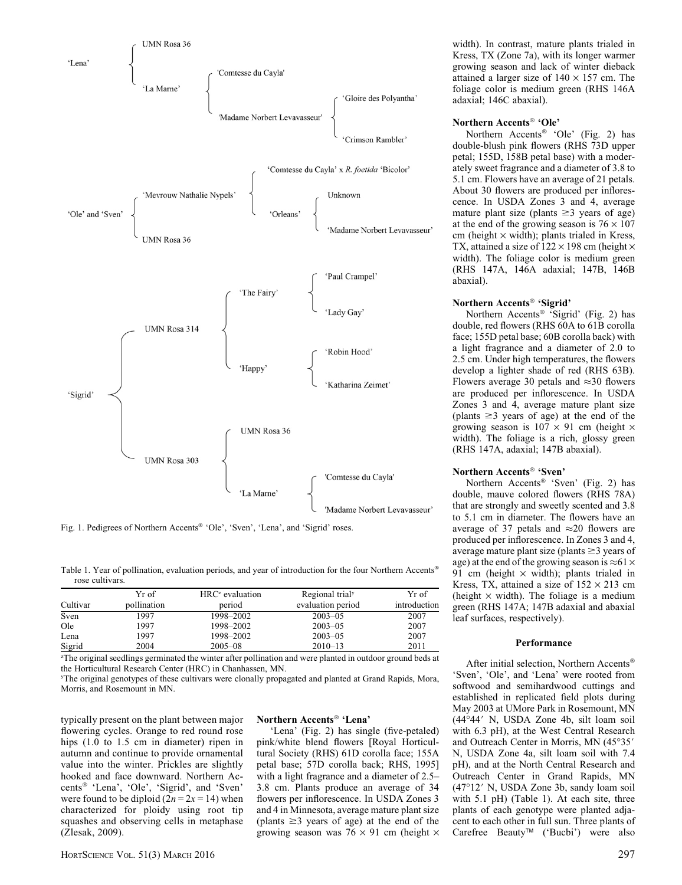'Lena'
- UMN Rosa 36
- 'La Marne'
  - 'Comtesse du Cayla'
  - 'Madame Norbert Levavasseur'
    - 'Gloire des Polyantha'
    - 'Crimson Rambler'

'Ole' and 'Sven'
- 'Mevrouw Nathalie Nypels'
  - 'Comtesse du Cayla' x *R. foetida* 'Bicolor'
  - 'Orleans'
    - Unknown
    - 'Madame Norbert Levavasseur'
- UMN Rosa 36

'Sigrid'
- UMN Rosa 314
  - 'The Fairy'
    - 'Paul Crampel'
    - 'Lady Gay'
  - 'Happy'
    - 'Robin Hood'
    - 'Katharina Zeimet'
- UMN Rosa 303
  - UMN Rosa 36
  - 'La Marne'
    - 'Comtesse du Cayla'
    - 'Madame Norbert Levavasseur'

Fig. 1. Pedigrees of Northern Accents® 'Ole', 'Sven', 'Lena', and 'Sigrid' roses.

Table 1. Year of pollination, evaluation periods, and year of introduction for the four Northern Accents® rose cultivars.

| Cultivar | Yr of pollination | HRC[z] evaluation period | Regional trial[y] evaluation period | Yr of introduction |
|---|---|---|---|---|
| Sven | 1997 | 1998–2002 | 2003–05 | 2007 |
| Ole | 1997 | 1998–2002 | 2003–05 | 2007 |
| Lena | 1997 | 1998–2002 | 2003–05 | 2007 |
| Sigrid | 2004 | 2005–08 | 2010–13 | 2011 |

[z]The original seedlings germinated the winter after pollination and were planted in outdoor ground beds at the Horticultural Research Center (HRC) in Chanhassen, MN.

[y]The original genotypes of these cultivars were clonally propagated and planted at Grand Rapids, Mora, Morris, and Rosemount in MN.

typically present on the plant between major flowering cycles. Orange to red round rose hips (1.0 to 1.5 cm in diameter) ripen in autumn and continue to provide ornamental value into the winter. Prickles are slightly hooked and face downward. Northern Accents® 'Lena', 'Ole', 'Sigrid', and 'Sven' were found to be diploid ($2n = 2x = 14$) when characterized for ploidy using root tip squashes and observing cells in metaphase (Zlesak, 2009).

### Northern Accents® 'Lena'

'Lena' (Fig. 2) has single (five-petaled) pink/white blend flowers [Royal Horticultural Society (RHS) 61D corolla face; 155A petal base; 57D corolla back; RHS, 1995] with a light fragrance and a diameter of 2.5–3.8 cm. Plants produce an average of 34 flowers per inflorescence. In USDA Zones 3 and 4 in Minnesota, average mature plant size (plants ≥3 years of age) at the end of the growing season was 76 × 91 cm (height × width). In contrast, mature plants trialed in Kress, TX (Zone 7a), with its longer warmer growing season and lack of winter dieback attained a larger size of 140 × 157 cm. The foliage color is medium green (RHS 146A adaxial; 146C abaxial).

### Northern Accents® 'Ole'

Northern Accents® 'Ole' (Fig. 2) has double-blush pink flowers (RHS 73D upper petal; 155D, 158B petal base) with a moderately sweet fragrance and a diameter of 3.8 to 5.1 cm. Flowers have an average of 21 petals. About 30 flowers are produced per inflorescence. In USDA Zones 3 and 4, average mature plant size (plants ≥3 years of age) at the end of the growing season is 76 × 107 cm (height × width); plants trialed in Kress, TX, attained a size of 122 × 198 cm (height × width). The foliage color is medium green (RHS 147A, 146A adaxial; 147B, 146B abaxial).

### Northern Accents® 'Sigrid'

Northern Accents® 'Sigrid' (Fig. 2) has double, red flowers (RHS 60A to 61B corolla face; 155D petal base; 60B corolla back) with a light fragrance and a diameter of 2.0 to 2.5 cm. Under high temperatures, the flowers develop a lighter shade of red (RHS 63B). Flowers average 30 petals and ≈30 flowers are produced per inflorescence. In USDA Zones 3 and 4, average mature plant size (plants ≥3 years of age) at the end of the growing season is 107 × 91 cm (height × width). The foliage is a rich, glossy green (RHS 147A, adaxial; 147B abaxial).

### Northern Accents® 'Sven'

Northern Accents® 'Sven' (Fig. 2) has double, mauve colored flowers (RHS 78A) that are strongly and sweetly scented and 3.8 to 5.1 cm in diameter. The flowers have an average of 37 petals and ≈20 flowers are produced per inflorescence. In Zones 3 and 4, average mature plant size (plants ≥3 years of age) at the end of the growing season is ≈61 × 91 cm (height × width); plants trialed in Kress, TX, attained a size of 152 × 213 cm (height × width). The foliage is a medium green (RHS 147A; 147B adaxial and abaxial leaf surfaces, respectively).

## Performance

After initial selection, Northern Accents® 'Sven', 'Ole', and 'Lena' were rooted from softwood and semihardwood cuttings and established in replicated field plots during May 2003 at UMore Park in Rosemount, MN (44°44′ N, USDA Zone 4b, silt loam soil with 6.3 pH), at the West Central Research and Outreach Center in Morris, MN (45°35′ N, USDA Zone 4a, silt loam soil with 7.4 pH), and at the North Central Research and Outreach Center in Grand Rapids, MN (47°12′ N, USDA Zone 3b, sandy loam soil with 5.1 pH) (Table 1). At each site, three plants of each genotype were planted adjacent to each other in full sun. Three plants of Carefree Beauty™ ('Bucbi') were also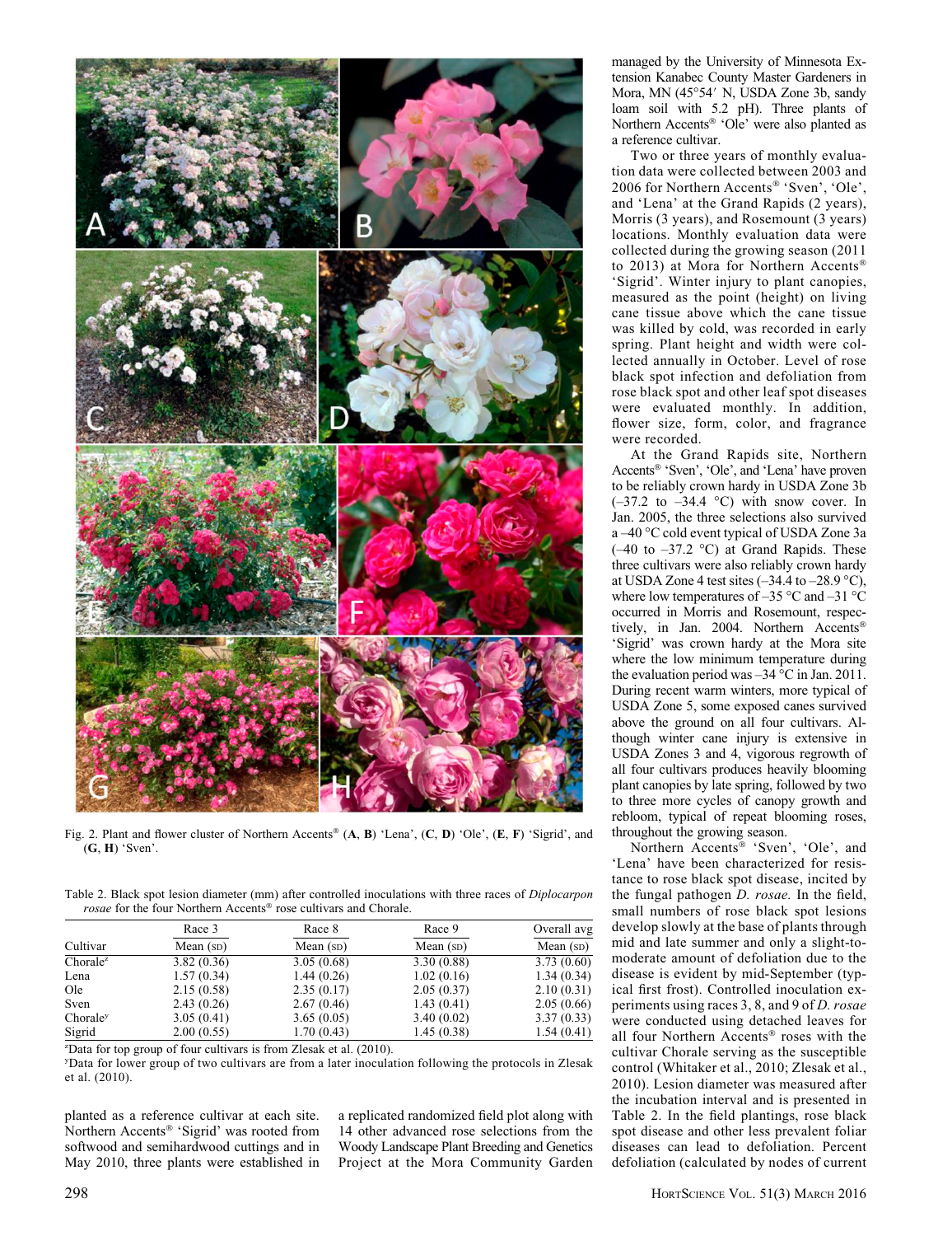Fig. 2. Plant and flower cluster of Northern Accents® (**A**, **B**) 'Lena', (**C**, **D**) 'Ole', (**E**, **F**) 'Sigrid', and (**G**, **H**) 'Sven'.

Table 2. Black spot lesion diameter (mm) after controlled inoculations with three races of *Diplocarpon rosae* for the four Northern Accents® rose cultivars and Chorale.

| | Race 3 | Race 8 | Race 9 | Overall avg |
|---|---|---|---|---|
| Cultivar | Mean (SD) | Mean (SD) | Mean (SD) | Mean (SD) |
| Chorale[z] | 3.82 (0.36) | 3.05 (0.68) | 3.30 (0.88) | 3.73 (0.60) |
| Lena | 1.57 (0.34) | 1.44 (0.26) | 1.02 (0.16) | 1.34 (0.34) |
| Ole | 2.15 (0.58) | 2.35 (0.17) | 2.05 (0.37) | 2.10 (0.31) |
| Sven | 2.43 (0.26) | 2.67 (0.46) | 1.43 (0.41) | 2.05 (0.66) |
| Chorale[y] | 3.05 (0.41) | 3.65 (0.05) | 3.40 (0.02) | 3.37 (0.33) |
| Sigrid | 2.00 (0.55) | 1.70 (0.43) | 1.45 (0.38) | 1.54 (0.41) |

[z]Data for top group of four cultivars is from Zlesak et al. (2010).
[y]Data for lower group of two cultivars are from a later inoculation following the protocols in Zlesak et al. (2010).

planted as a reference cultivar at each site. Northern Accents® 'Sigrid' was rooted from softwood and semihardwood cuttings and in May 2010, three plants were established in a replicated randomized field plot along with 14 other advanced rose selections from the Woody Landscape Plant Breeding and Genetics Project at the Mora Community Garden managed by the University of Minnesota Extension Kanabec County Master Gardeners in Mora, MN (45°54′ N, USDA Zone 3b, sandy loam soil with 5.2 pH). Three plants of Northern Accents® 'Ole' were also planted as a reference cultivar.

Two or three years of monthly evaluation data were collected between 2003 and 2006 for Northern Accents® 'Sven', 'Ole', and 'Lena' at the Grand Rapids (2 years), Morris (3 years), and Rosemount (3 years) locations. Monthly evaluation data were collected during the growing season (2011 to 2013) at Mora for Northern Accents® 'Sigrid'. Winter injury to plant canopies, measured as the point (height) on living cane tissue above which the cane tissue was killed by cold, was recorded in early spring. Plant height and width were collected annually in October. Level of rose black spot infection and defoliation from rose black spot and other leaf spot diseases were evaluated monthly. In addition, flower size, form, color, and fragrance were recorded.

At the Grand Rapids site, Northern Accents® 'Sven', 'Ole', and 'Lena' have proven to be reliably crown hardy in USDA Zone 3b (–37.2 to –34.4 °C) with snow cover. In Jan. 2005, the three selections also survived a –40 °C cold event typical of USDA Zone 3a (–40 to –37.2 °C) at Grand Rapids. These three cultivars were also reliably crown hardy at USDA Zone 4 test sites (–34.4 to –28.9 °C), where low temperatures of –35 °C and –31 °C occurred in Morris and Rosemount, respectively, in Jan. 2004. Northern Accents® 'Sigrid' was crown hardy at the Mora site where the low minimum temperature during the evaluation period was –34 °C in Jan. 2011. During recent warm winters, more typical of USDA Zone 5, some exposed canes survived above the ground on all four cultivars. Although winter cane injury is extensive in USDA Zones 3 and 4, vigorous regrowth of all four cultivars produces heavily blooming plant canopies by late spring, followed by two to three more cycles of canopy growth and rebloom, typical of repeat blooming roses, throughout the growing season.

Northern Accents® 'Sven', 'Ole', and 'Lena' have been characterized for resistance to rose black spot disease, incited by the fungal pathogen *D. rosae*. In the field, small numbers of rose black spot lesions develop slowly at the base of plants through mid and late summer and only a slight-to-moderate amount of defoliation due to the disease is evident by mid-September (typical first frost). Controlled inoculation experiments using races 3, 8, and 9 of *D. rosae* were conducted using detached leaves for all four Northern Accents® roses with the cultivar Chorale serving as the susceptible control (Whitaker et al., 2010; Zlesak et al., 2010). Lesion diameter was measured after the incubation interval and is presented in Table 2. In the field plantings, rose black spot disease and other less prevalent foliar diseases can lead to defoliation. Percent defoliation (calculated by nodes of current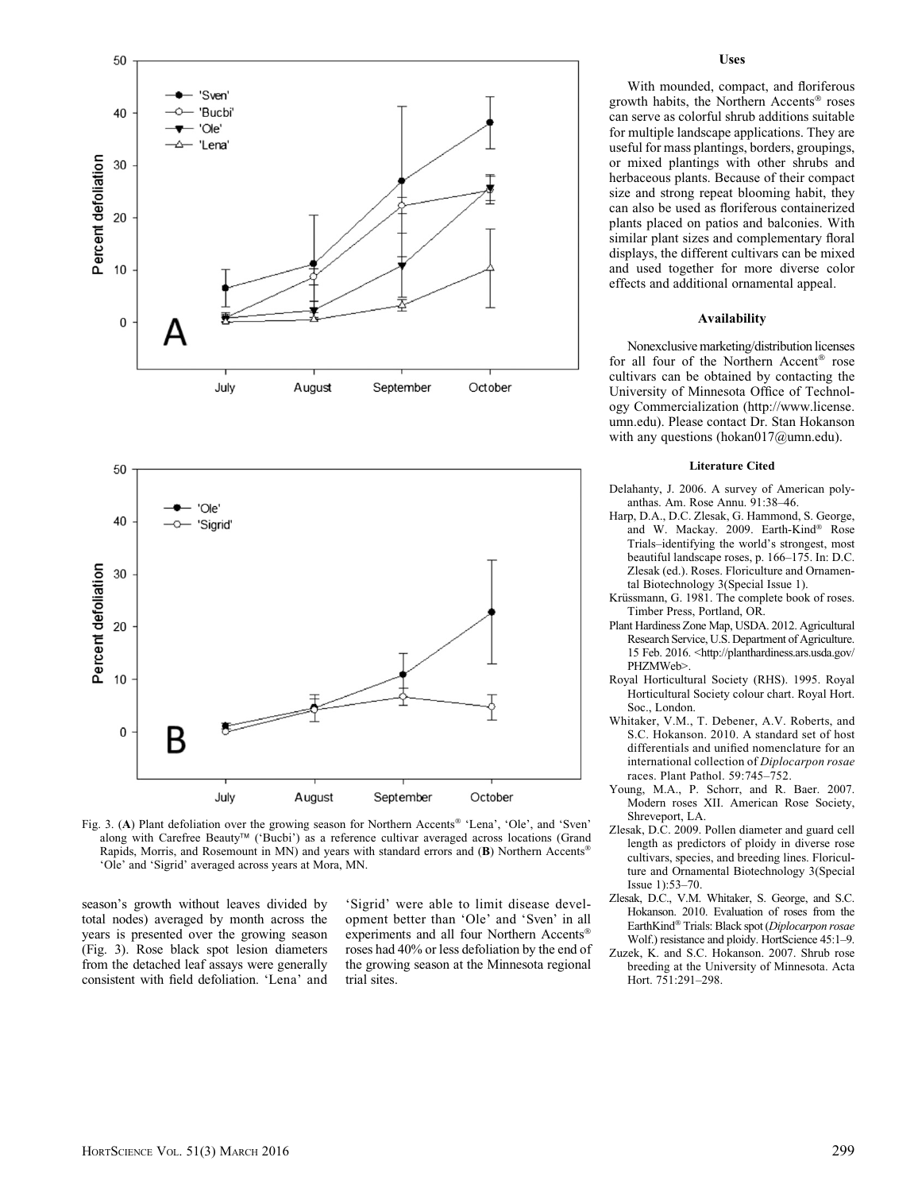50

40

30

20

10

0

Percent defoliation

'Sven'

'Bucbi'

'Ole'

'Lena'

A

July

August

September

October

50

40

30

20

10

0

Percent defoliation

'Ole'

'Sigrid'

B

July

August

September

October

Fig. 3. (**A**) Plant defoliation over the growing season for Northern Accents® 'Lena', 'Ole', and 'Sven' along with Carefree Beauty™ ('Bucbi') as a reference cultivar averaged across locations (Grand Rapids, Morris, and Rosemount in MN) and years with standard errors and (**B**) Northern Accents® 'Ole' and 'Sigrid' averaged across years at Mora, MN.

season's growth without leaves divided by total nodes) averaged by month across the years is presented over the growing season (Fig. 3). Rose black spot lesion diameters from the detached leaf assays were generally consistent with field defoliation. 'Lena' and 'Sigrid' were able to limit disease development better than 'Ole' and 'Sven' in all experiments and all four Northern Accents® roses had 40% or less defoliation by the end of the growing season at the Minnesota regional trial sites.

### Uses

With mounded, compact, and floriferous growth habits, the Northern Accents® roses can serve as colorful shrub additions suitable for multiple landscape applications. They are useful for mass plantings, borders, groupings, or mixed plantings with other shrubs and herbaceous plants. Because of their compact size and strong repeat blooming habit, they can also be used as floriferous containerized plants placed on patios and balconies. With similar plant sizes and complementary floral displays, the different cultivars can be mixed and used together for more diverse color effects and additional ornamental appeal.

### Availability

Nonexclusive marketing/distribution licenses for all four of the Northern Accent® rose cultivars can be obtained by contacting the University of Minnesota Office of Technology Commercialization (http://www.license.umn.edu). Please contact Dr. Stan Hokanson with any questions (hokan017@umn.edu).

### Literature Cited

Delahanty, J. 2006. A survey of American polyanthas. Am. Rose Annu. 91:38–46.

Harp, D.A., D.C. Zlesak, G. Hammond, S. George, and W. Mackay. 2009. Earth-Kind® Rose Trials–identifying the world's strongest, most beautiful landscape roses, p. 166–175. In: D.C. Zlesak (ed.). Roses. Floriculture and Ornamental Biotechnology 3(Special Issue 1).

Krüssmann, G. 1981. The complete book of roses. Timber Press, Portland, OR.

Plant Hardiness Zone Map, USDA. 2012. Agricultural Research Service, U.S. Department of Agriculture. 15 Feb. 2016. <http://planthardiness.ars.usda.gov/PHZMWeb>.

Royal Horticultural Society (RHS). 1995. Royal Horticultural Society colour chart. Royal Hort. Soc., London.

Whitaker, V.M., T. Debener, A.V. Roberts, and S.C. Hokanson. 2010. A standard set of host differentials and unified nomenclature for an international collection of *Diplocarpon rosae* races. Plant Pathol. 59:745–752.

Young, M.A., P. Schorr, and R. Baer. 2007. Modern roses XII. American Rose Society, Shreveport, LA.

Zlesak, D.C. 2009. Pollen diameter and guard cell length as predictors of ploidy in diverse rose cultivars, species, and breeding lines. Floriculture and Ornamental Biotechnology 3(Special Issue 1):53–70.

Zlesak, D.C., V.M. Whitaker, S. George, and S.C. Hokanson. 2010. Evaluation of roses from the EarthKind® Trials: Black spot (*Diplocarpon rosae* Wolf.) resistance and ploidy. HortScience 45:1–9.

Zuzek, K. and S.C. Hokanson. 2007. Shrub rose breeding at the University of Minnesota. Acta Hort. 751:291–298.